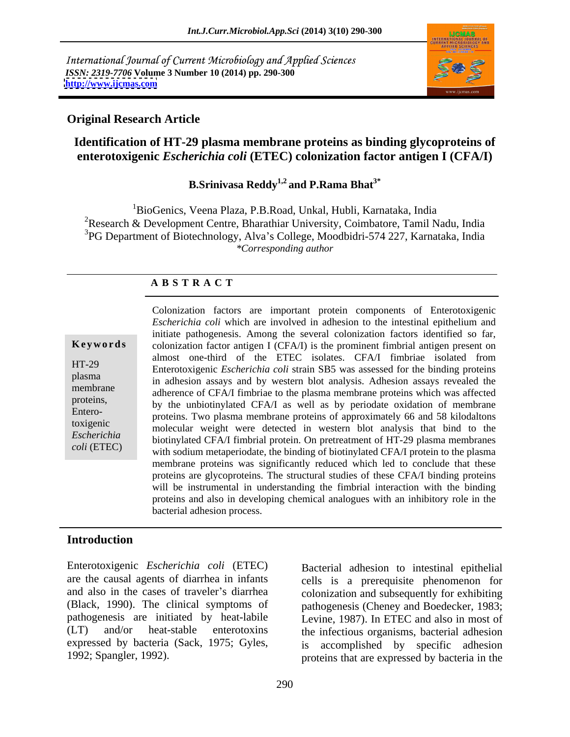International Journal of Current Microbiology and Applied Sciences
*ISSN: 2319-7706* **Volume 3 Number 10 (2014) pp. 290-300**
**http://www.ijcmas.com**

**Original Research Article**

# Identification of HT-29 plasma membrane proteins as binding glycoproteins of enterotoxigenic *Escherichia coli* (ETEC) colonization factor antigen I (CFA/I)

**B.Srinivasa Reddy[1,2] and P.Rama Bhat[3*]**

[1]BioGenics, Veena Plaza, P.B.Road, Unkal, Hubli, Karnataka, India
[2]Research & Development Centre, Bharathiar University, Coimbatore, Tamil Nadu, India
[3]PG Department of Biotechnology, Alva's College, Moodbidri-574 227, Karnataka, India
*\*Corresponding author*

## ABSTRACT

**Keywords**

HT-29 plasma membrane proteins, Entero-toxigenic *Escherichia coli* (ETEC)

Colonization factors are important protein components of Enterotoxigenic *Escherichia coli* which are involved in adhesion to the intestinal epithelium and initiate pathogenesis. Among the several colonization factors identified so far, colonization factor antigen I (CFA/I) is the prominent fimbrial antigen present on almost one-third of the ETEC isolates. CFA/I fimbriae isolated from Enterotoxigenic *Escherichia coli* strain SB5 was assessed for the binding proteins in adhesion assays and by western blot analysis. Adhesion assays revealed the adherence of CFA/I fimbriae to the plasma membrane proteins which was affected by the unbiotinylated CFA/I as well as by periodate oxidation of membrane proteins. Two plasma membrane proteins of approximately 66 and 58 kilodaltons molecular weight were detected in western blot analysis that bind to the biotinylated CFA/I fimbrial protein. On pretreatment of HT-29 plasma membranes with sodium metaperiodate, the binding of biotinylated CFA/I protein to the plasma membrane proteins was significantly reduced which led to conclude that these proteins are glycoproteins. The structural studies of these CFA/I binding proteins will be instrumental in understanding the fimbrial interaction with the binding proteins and also in developing chemical analogues with an inhibitory role in the bacterial adhesion process.

## Introduction

Enterotoxigenic *Escherichia coli* (ETEC) are the causal agents of diarrhea in infants and also in the cases of traveler's diarrhea (Black, 1990). The clinical symptoms of pathogenesis are initiated by heat-labile (LT) and/or heat-stable enterotoxins expressed by bacteria (Sack, 1975; Gyles, 1992; Spangler, 1992).

Bacterial adhesion to intestinal epithelial cells is a prerequisite phenomenon for colonization and subsequently for exhibiting pathogenesis (Cheney and Boedecker, 1983; Levine, 1987). In ETEC and also in most of the infectious organisms, bacterial adhesion is accomplished by specific adhesion proteins that are expressed by bacteria in the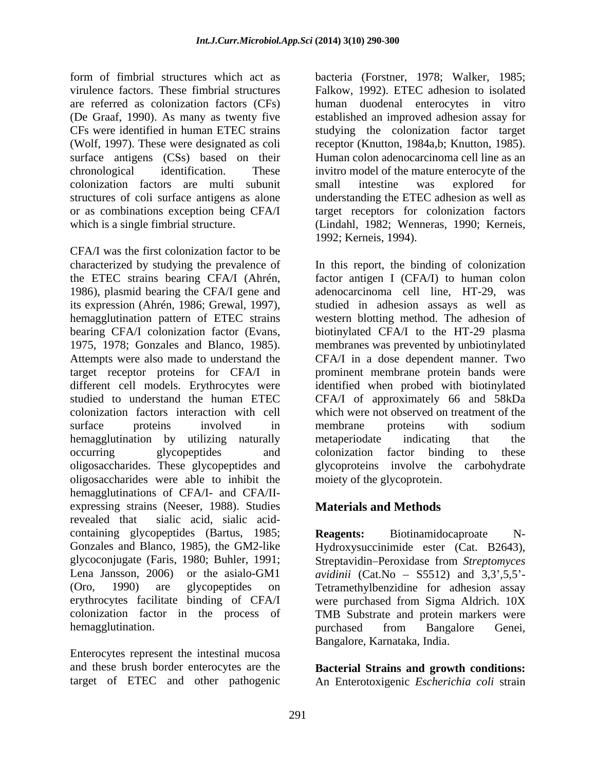form of fimbrial structures which act as virulence factors. These fimbrial structures are referred as colonization factors (CFs) (De Graaf, 1990). As many as twenty five CFs were identified in human ETEC strains (Wolf, 1997). These were designated as coli surface antigens (CSs) based on their chronological identification. These colonization factors are multi subunit structures of coli surface antigens as alone or as combinations exception being CFA/I which is a single fimbrial structure.

CFA/I was the first colonization factor to be characterized by studying the prevalence of the ETEC strains bearing CFA/I (Ahrén, 1986), plasmid bearing the CFA/I gene and its expression (Ahrén, 1986; Grewal, 1997), hemagglutination pattern of ETEC strains bearing CFA/I colonization factor (Evans, 1975, 1978; Gonzales and Blanco, 1985). Attempts were also made to understand the target receptor proteins for CFA/I in different cell models. Erythrocytes were studied to understand the human ETEC colonization factors interaction with cell surface proteins involved in hemagglutination by utilizing naturally occurring glycopeptides and oligosaccharides. These glycopeptides and oligosaccharides were able to inhibit the hemagglutinations of CFA/I- and CFA/II-expressing strains (Neeser, 1988). Studies revealed that sialic acid, sialic acid-containing glycopeptides (Bartus, 1985; Gonzales and Blanco, 1985), the GM2-like glycoconjugate (Faris, 1980; Buhler, 1991; Lena Jansson, 2006) or the asialo-GM1 (Oro, 1990) are glycopeptides on erythrocytes facilitate binding of CFA/I colonization factor in the process of hemagglutination.

Enterocytes represent the intestinal mucosa and these brush border enterocytes are the target of ETEC and other pathogenic bacteria (Forstner, 1978; Walker, 1985; Falkow, 1992). ETEC adhesion to isolated human duodenal enterocytes in vitro established an improved adhesion assay for studying the colonization factor target receptor (Knutton, 1984a,b; Knutton, 1985). Human colon adenocarcinoma cell line as an invitro model of the mature enterocyte of the small intestine was explored for understanding the ETEC adhesion as well as target receptors for colonization factors (Lindahl, 1982; Wenneras, 1990; Kerneis, 1992; Kerneis, 1994).

In this report, the binding of colonization factor antigen I (CFA/I) to human colon adenocarcinoma cell line, HT-29, was studied in adhesion assays as well as western blotting method. The adhesion of biotinylated CFA/I to the HT-29 plasma membranes was prevented by unbiotinylated CFA/I in a dose dependent manner. Two prominent membrane protein bands were identified when probed with biotinylated CFA/I of approximately 66 and 58kDa which were not observed on treatment of the membrane proteins with sodium metaperiodate indicating that the colonization factor binding to these glycoproteins involve the carbohydrate moiety of the glycoprotein.

## Materials and Methods

**Reagents:** Biotinamidocaproate N-Hydroxysuccinimide ester (Cat. B2643), Streptavidin–Peroxidase from *Streptomyces avidinii* (Cat.No – S5512) and 3,3',5,5'-Tetramethylbenzidine for adhesion assay were purchased from Sigma Aldrich. 10X TMB Substrate and protein markers were purchased from Bangalore Genei, Bangalore, Karnataka, India.

**Bacterial Strains and growth conditions:** An Enterotoxigenic *Escherichia coli* strain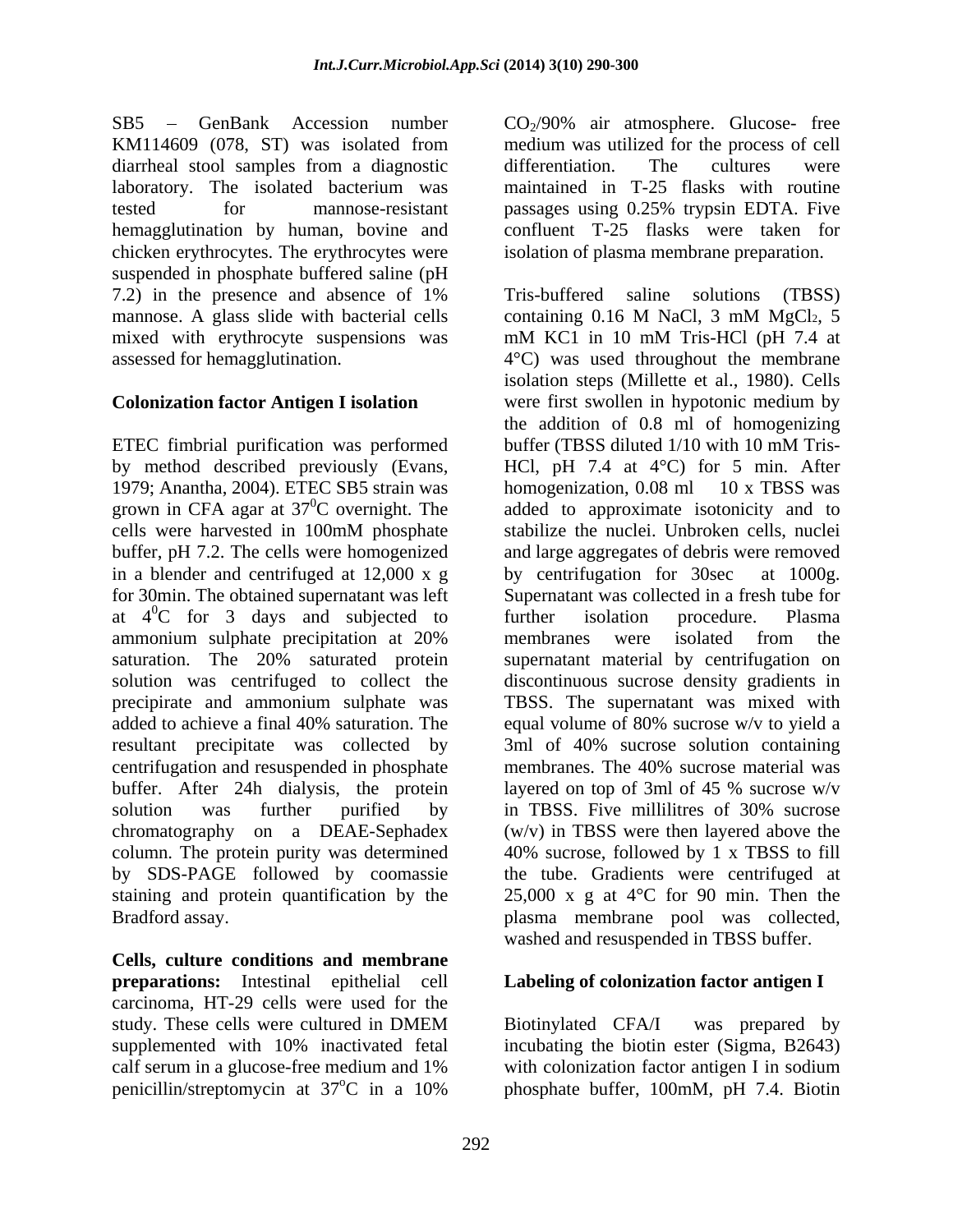SB5 – GenBank Accession number KM114609 (078, ST) was isolated from diarrheal stool samples from a diagnostic laboratory. The isolated bacterium was tested for mannose-resistant hemagglutination by human, bovine and chicken erythrocytes. The erythrocytes were suspended in phosphate buffered saline (pH 7.2) in the presence and absence of 1% mannose. A glass slide with bacterial cells mixed with erythrocyte suspensions was assessed for hemagglutination.

**Colonization factor Antigen I isolation**

ETEC fimbrial purification was performed by method described previously (Evans, 1979; Anantha, 2004). ETEC SB5 strain was grown in CFA agar at $37^0$C overnight. The cells were harvested in 100mM phosphate buffer, pH 7.2. The cells were homogenized in a blender and centrifuged at 12,000 x g for 30min. The obtained supernatant was left at $4^0$C for 3 days and subjected to ammonium sulphate precipitation at 20% saturation. The 20% saturated protein solution was centrifuged to collect the precipirate and ammonium sulphate was added to achieve a final 40% saturation. The resultant precipitate was collected by centrifugation and resuspended in phosphate buffer. After 24h dialysis, the protein solution was further purified by chromatography on a DEAE-Sephadex column. The protein purity was determined by SDS-PAGE followed by coomassie staining and protein quantification by the Bradford assay.

**Cells, culture conditions and membrane preparations:** Intestinal epithelial cell carcinoma, HT-29 cells were used for the study. These cells were cultured in DMEM supplemented with 10% inactivated fetal calf serum in a glucose-free medium and 1% penicillin/streptomycin at $37^o$C in a 10% $CO_2$/90% air atmosphere. Glucose- free medium was utilized for the process of cell differentiation. The cultures were maintained in T-25 flasks with routine passages using 0.25% trypsin EDTA. Five confluent T-25 flasks were taken for isolation of plasma membrane preparation.

Tris-buffered saline solutions (TBSS) containing 0.16 M NaCl, 3 mM $MgCl_2$, 5 mM KC1 in 10 mM Tris-HCl (pH 7.4 at 4°C) was used throughout the membrane isolation steps (Millette et al., 1980). Cells were first swollen in hypotonic medium by the addition of 0.8 ml of homogenizing buffer (TBSS diluted 1/10 with 10 mM Tris-HCl, pH 7.4 at 4°C) for 5 min. After homogenization, 0.08 ml 10 x TBSS was added to approximate isotonicity and to stabilize the nuclei. Unbroken cells, nuclei and large aggregates of debris were removed by centrifugation for 30sec at 1000g. Supernatant was collected in a fresh tube for further isolation procedure. Plasma membranes were isolated from the supernatant material by centrifugation on discontinuous sucrose density gradients in TBSS. The supernatant was mixed with equal volume of 80% sucrose w/v to yield a 3ml of 40% sucrose solution containing membranes. The 40% sucrose material was layered on top of 3ml of 45 % sucrose w/v in TBSS. Five millilitres of 30% sucrose (w/v) in TBSS were then layered above the 40% sucrose, followed by 1 x TBSS to fill the tube. Gradients were centrifuged at 25,000 x g at 4°C for 90 min. Then the plasma membrane pool was collected, washed and resuspended in TBSS buffer.

**Labeling of colonization factor antigen I**

Biotinylated CFA/I was prepared by incubating the biotin ester (Sigma, B2643) with colonization factor antigen I in sodium phosphate buffer, 100mM, pH 7.4. Biotin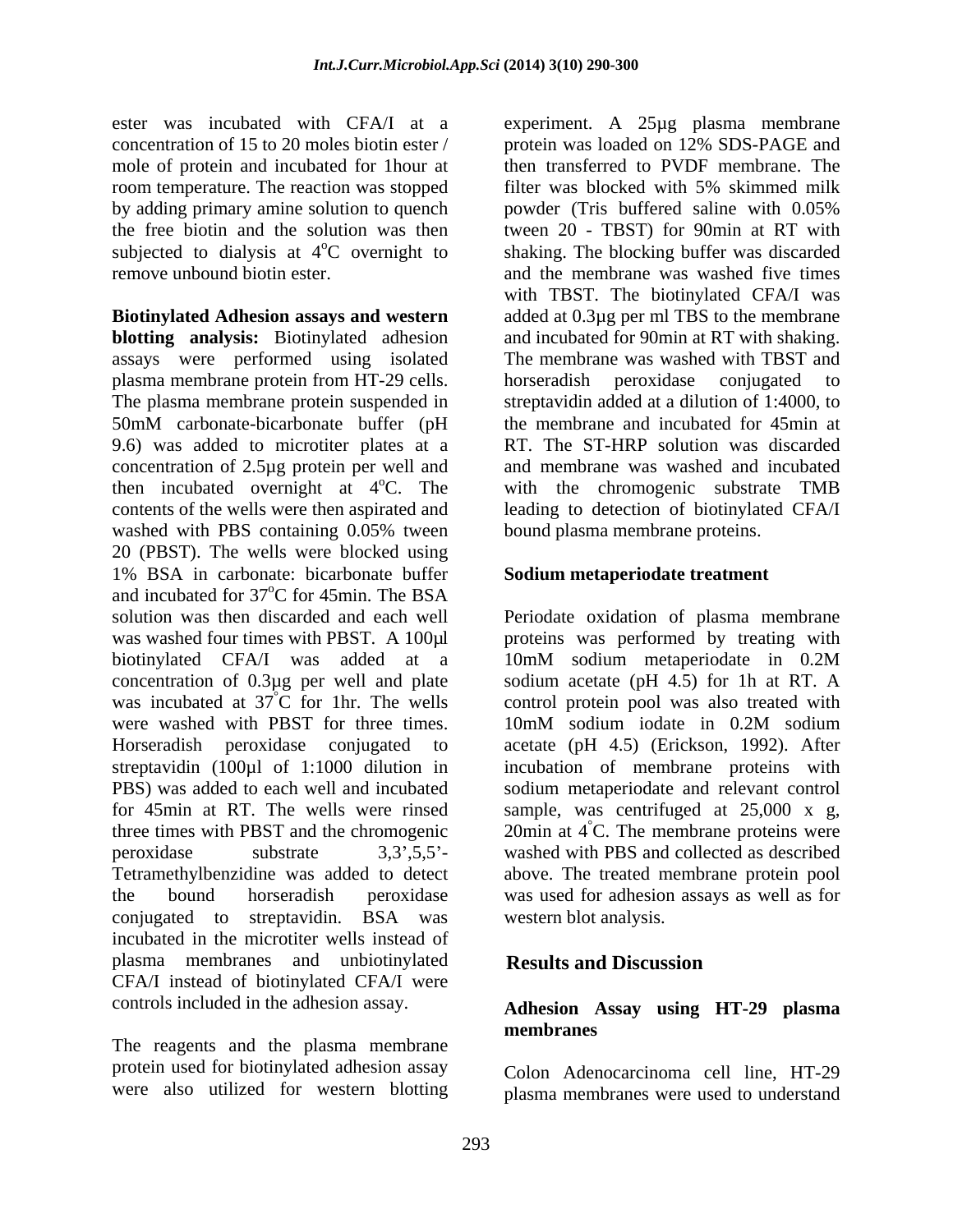ester was incubated with CFA/I at a concentration of 15 to 20 moles biotin ester / mole of protein and incubated for 1hour at room temperature. The reaction was stopped by adding primary amine solution to quench the free biotin and the solution was then subjected to dialysis at 4°C overnight to remove unbound biotin ester.

**Biotinylated Adhesion assays and western blotting analysis:** Biotinylated adhesion assays were performed using isolated plasma membrane protein from HT-29 cells. The plasma membrane protein suspended in 50mM carbonate-bicarbonate buffer (pH 9.6) was added to microtiter plates at a concentration of 2.5µg protein per well and then incubated overnight at 4°C. The contents of the wells were then aspirated and washed with PBS containing 0.05% tween 20 (PBST). The wells were blocked using 1% BSA in carbonate: bicarbonate buffer and incubated for 37°C for 45min. The BSA solution was then discarded and each well was washed four times with PBST. A 100µl biotinylated CFA/I was added at a concentration of 0.3µg per well and plate was incubated at 37°C for 1hr. The wells were washed with PBST for three times. Horseradish peroxidase conjugated to streptavidin (100µl of 1:1000 dilution in PBS) was added to each well and incubated for 45min at RT. The wells were rinsed three times with PBST and the chromogenic peroxidase substrate 3,3',5,5'-Tetramethylbenzidine was added to detect the bound horseradish peroxidase conjugated to streptavidin. BSA was incubated in the microtiter wells instead of plasma membranes and unbiotinylated CFA/I instead of biotinylated CFA/I were controls included in the adhesion assay.

The reagents and the plasma membrane protein used for biotinylated adhesion assay were also utilized for western blotting experiment. A 25µg plasma membrane protein was loaded on 12% SDS-PAGE and then transferred to PVDF membrane. The filter was blocked with 5% skimmed milk powder (Tris buffered saline with 0.05% tween 20 - TBST) for 90min at RT with shaking. The blocking buffer was discarded and the membrane was washed five times with TBST. The biotinylated CFA/I was added at 0.3µg per ml TBS to the membrane and incubated for 90min at RT with shaking. The membrane was washed with TBST and horseradish peroxidase conjugated to streptavidin added at a dilution of 1:4000, to the membrane and incubated for 45min at RT. The ST-HRP solution was discarded and membrane was washed and incubated with the chromogenic substrate TMB leading to detection of biotinylated CFA/I bound plasma membrane proteins.

**Sodium metaperiodate treatment**

Periodate oxidation of plasma membrane proteins was performed by treating with 10mM sodium metaperiodate in 0.2M sodium acetate (pH 4.5) for 1h at RT. A control protein pool was also treated with 10mM sodium iodate in 0.2M sodium acetate (pH 4.5) (Erickson, 1992). After incubation of membrane proteins with sodium metaperiodate and relevant control sample, was centrifuged at 25,000 x g, 20min at 4°C. The membrane proteins were washed with PBS and collected as described above. The treated membrane protein pool was used for adhesion assays as well as for western blot analysis.

## Results and Discussion

**Adhesion Assay using HT-29 plasma membranes**

Colon Adenocarcinoma cell line, HT-29 plasma membranes were used to understand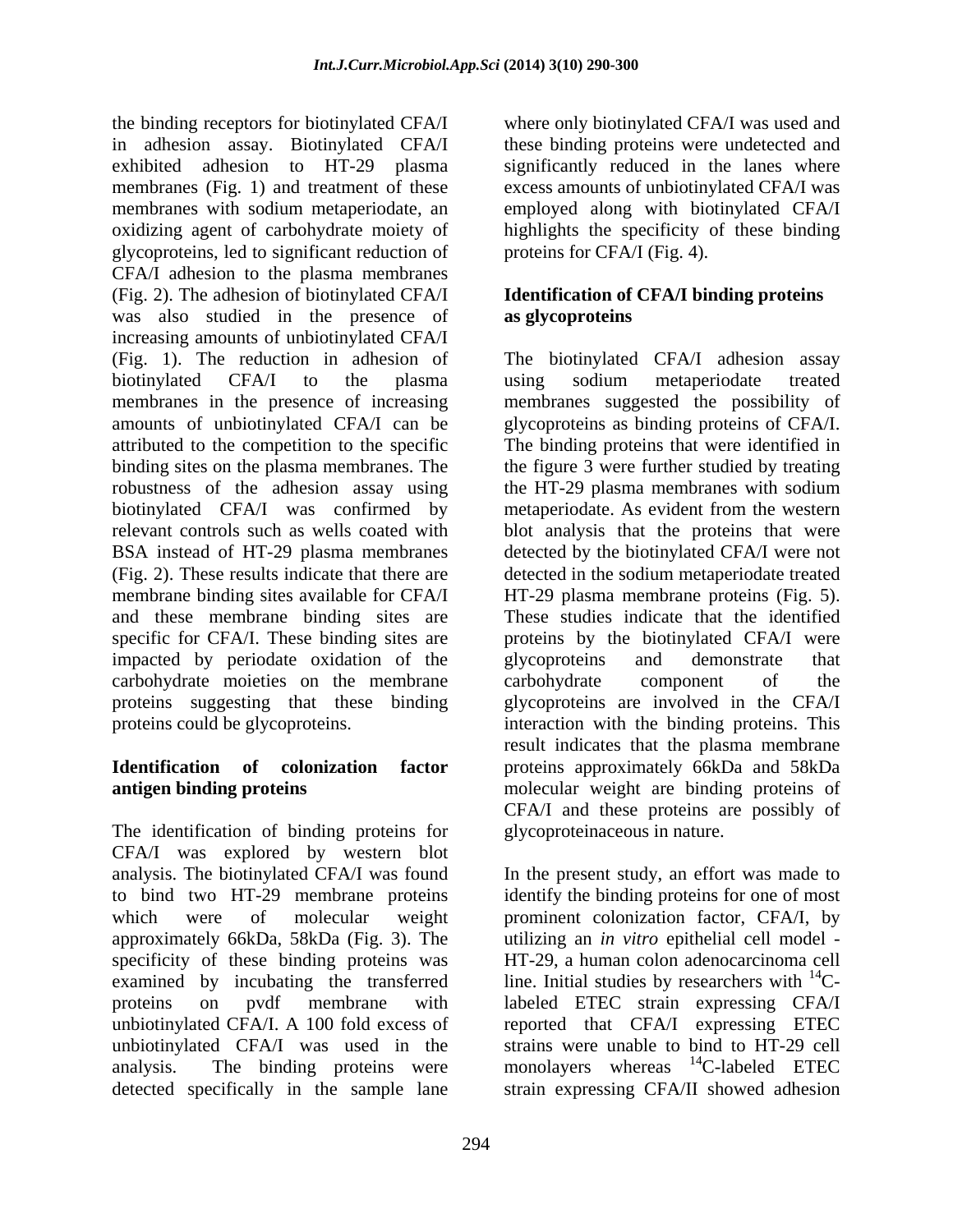the binding receptors for biotinylated CFA/I in adhesion assay. Biotinylated CFA/I exhibited adhesion to HT-29 plasma membranes (Fig. 1) and treatment of these membranes with sodium metaperiodate, an oxidizing agent of carbohydrate moiety of glycoproteins, led to significant reduction of CFA/I adhesion to the plasma membranes (Fig. 2). The adhesion of biotinylated CFA/I was also studied in the presence of increasing amounts of unbiotinylated CFA/I (Fig. 1). The reduction in adhesion of biotinylated CFA/I to the plasma membranes in the presence of increasing amounts of unbiotinylated CFA/I can be attributed to the competition to the specific binding sites on the plasma membranes. The robustness of the adhesion assay using biotinylated CFA/I was confirmed by relevant controls such as wells coated with BSA instead of HT-29 plasma membranes (Fig. 2). These results indicate that there are membrane binding sites available for CFA/I and these membrane binding sites are specific for CFA/I. These binding sites are impacted by periodate oxidation of the carbohydrate moieties on the membrane proteins suggesting that these binding proteins could be glycoproteins.

**Identification of colonization factor antigen binding proteins**

The identification of binding proteins for CFA/I was explored by western blot analysis. The biotinylated CFA/I was found to bind two HT-29 membrane proteins which were of molecular weight approximately 66kDa, 58kDa (Fig. 3). The specificity of these binding proteins was examined by incubating the transferred proteins on pvdf membrane with unbiotinylated CFA/I. A 100 fold excess of unbiotinylated CFA/I was used in the analysis. The binding proteins were detected specifically in the sample lane where only biotinylated CFA/I was used and these binding proteins were undetected and significantly reduced in the lanes where excess amounts of unbiotinylated CFA/I was employed along with biotinylated CFA/I highlights the specificity of these binding proteins for CFA/I (Fig. 4).

**Identification of CFA/I binding proteins as glycoproteins**

The biotinylated CFA/I adhesion assay using sodium metaperiodate treated membranes suggested the possibility of glycoproteins as binding proteins of CFA/I. The binding proteins that were identified in the figure 3 were further studied by treating the HT-29 plasma membranes with sodium metaperiodate. As evident from the western blot analysis that the proteins that were detected by the biotinylated CFA/I were not detected in the sodium metaperiodate treated HT-29 plasma membrane proteins (Fig. 5). These studies indicate that the identified proteins by the biotinylated CFA/I were glycoproteins and demonstrate that carbohydrate component of the glycoproteins are involved in the CFA/I interaction with the binding proteins. This result indicates that the plasma membrane proteins approximately 66kDa and 58kDa molecular weight are binding proteins of CFA/I and these proteins are possibly of glycoproteinaceous in nature.

In the present study, an effort was made to identify the binding proteins for one of most prominent colonization factor, CFA/I, by utilizing an *in vitro* epithelial cell model - HT-29, a human colon adenocarcinoma cell line. Initial studies by researchers with $^{14}$C-labeled ETEC strain expressing CFA/I reported that CFA/I expressing ETEC strains were unable to bind to HT-29 cell monolayers whereas $^{14}$C-labeled ETEC strain expressing CFA/II showed adhesion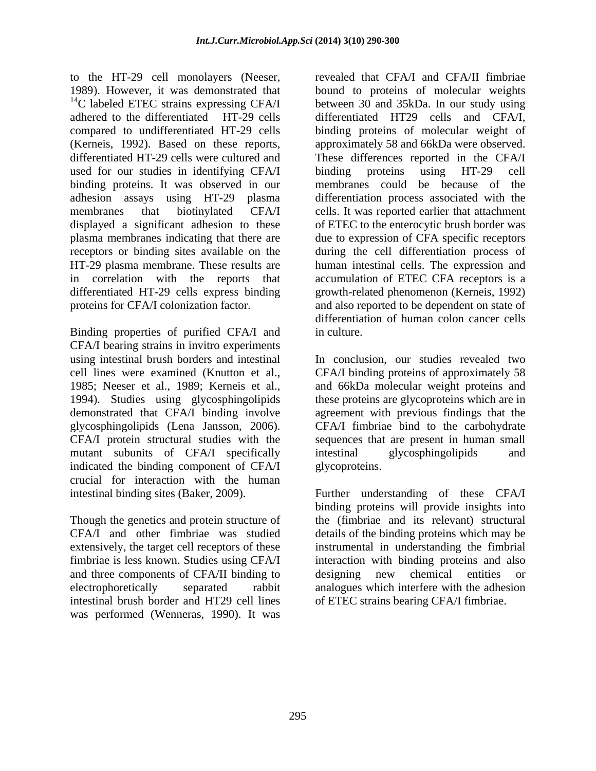to the HT-29 cell monolayers (Neeser, 1989). However, it was demonstrated that $^{14}C$ labeled ETEC strains expressing CFA/I adhered to the differentiated HT-29 cells compared to undifferentiated HT-29 cells (Kerneis, 1992). Based on these reports, differentiated HT-29 cells were cultured and used for our studies in identifying CFA/I binding proteins. It was observed in our adhesion assays using HT-29 plasma membranes that biotinylated CFA/I displayed a significant adhesion to these plasma membranes indicating that there are receptors or binding sites available on the HT-29 plasma membrane. These results are in correlation with the reports that differentiated HT-29 cells express binding proteins for CFA/I colonization factor.

Binding properties of purified CFA/I and CFA/I bearing strains in invitro experiments using intestinal brush borders and intestinal cell lines were examined (Knutton et al., 1985; Neeser et al., 1989; Kerneis et al., 1994). Studies using glycosphingolipids demonstrated that CFA/I binding involve glycosphingolipids (Lena Jansson, 2006). CFA/I protein structural studies with the mutant subunits of CFA/I specifically indicated the binding component of CFA/I crucial for interaction with the human intestinal binding sites (Baker, 2009).

Though the genetics and protein structure of CFA/I and other fimbriae was studied extensively, the target cell receptors of these fimbriae is less known. Studies using CFA/I and three components of CFA/II binding to electrophoretically separated rabbit intestinal brush border and HT29 cell lines was performed (Wenneras, 1990). It was revealed that CFA/I and CFA/II fimbriae bound to proteins of molecular weights between 30 and 35kDa. In our study using differentiated HT29 cells and CFA/I, binding proteins of molecular weight of approximately 58 and 66kDa were observed. These differences reported in the CFA/I binding proteins using HT-29 cell membranes could be because of the differentiation process associated with the cells. It was reported earlier that attachment of ETEC to the enterocytic brush border was due to expression of CFA specific receptors during the cell differentiation process of human intestinal cells. The expression and accumulation of ETEC CFA receptors is a growth-related phenomenon (Kerneis, 1992) and also reported to be dependent on state of differentiation of human colon cancer cells in culture.

In conclusion, our studies revealed two CFA/I binding proteins of approximately 58 and 66kDa molecular weight proteins and these proteins are glycoproteins which are in agreement with previous findings that the CFA/I fimbriae bind to the carbohydrate sequences that are present in human small intestinal glycosphingolipids and glycoproteins.

Further understanding of these CFA/I binding proteins will provide insights into the (fimbriae and its relevant) structural details of the binding proteins which may be instrumental in understanding the fimbrial interaction with binding proteins and also designing new chemical entities or analogues which interfere with the adhesion of ETEC strains bearing CFA/I fimbriae.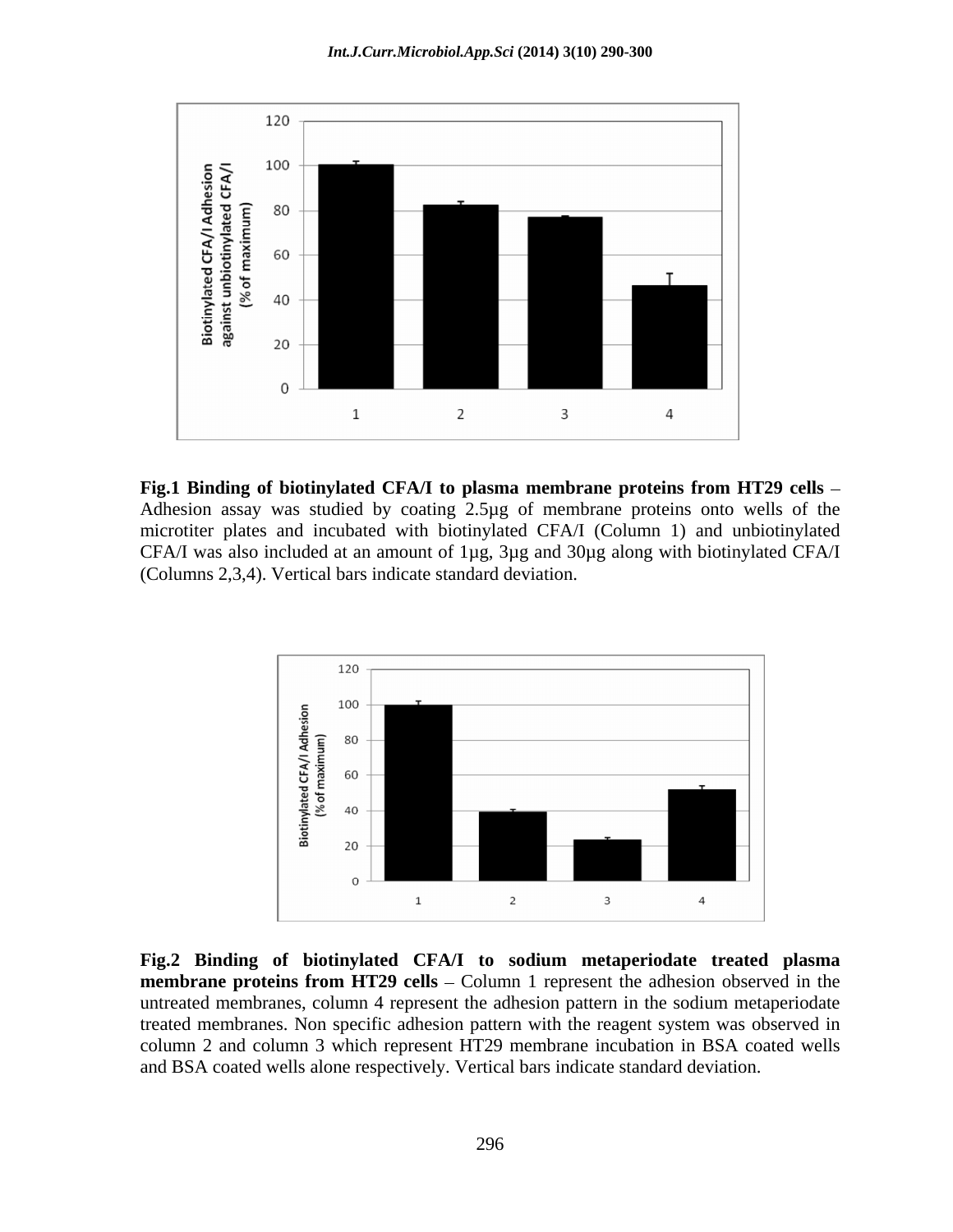**Fig.1 Binding of biotinylated CFA/I to plasma membrane proteins from HT29 cells** – Adhesion assay was studied by coating 2.5µg of membrane proteins onto wells of the microtiter plates and incubated with biotinylated CFA/I (Column 1) and unbiotinylated CFA/I was also included at an amount of 1µg, 3µg and 30µg along with biotinylated CFA/I (Columns 2,3,4). Vertical bars indicate standard deviation.

**Fig.2 Binding of biotinylated CFA/I to sodium metaperiodate treated plasma membrane proteins from HT29 cells** – Column 1 represent the adhesion observed in the untreated membranes, column 4 represent the adhesion pattern in the sodium metaperiodate treated membranes. Non specific adhesion pattern with the reagent system was observed in column 2 and column 3 which represent HT29 membrane incubation in BSA coated wells and BSA coated wells alone respectively. Vertical bars indicate standard deviation.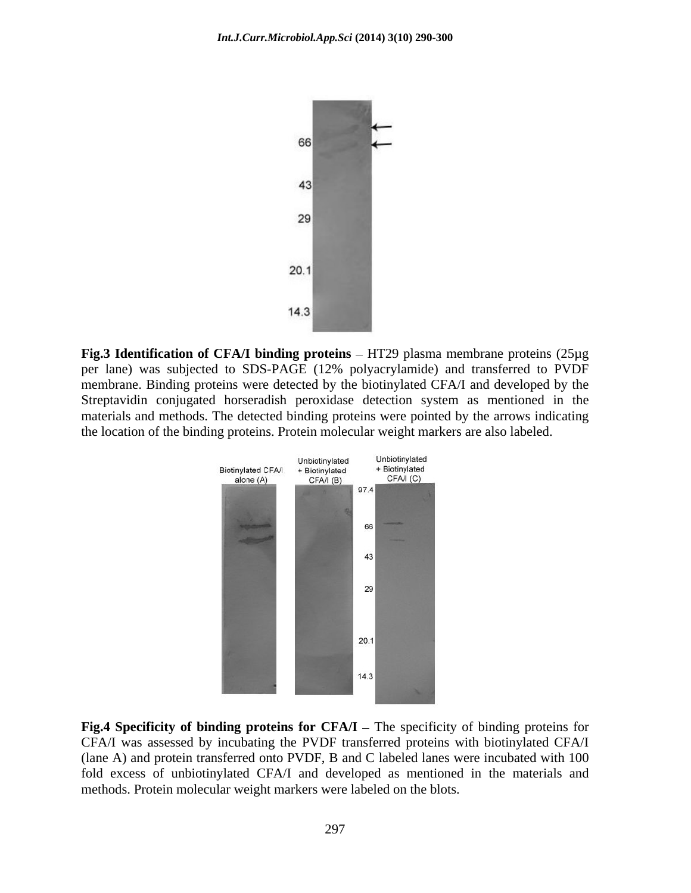**Fig.3 Identification of CFA/I binding proteins** – HT29 plasma membrane proteins (25µg per lane) was subjected to SDS-PAGE (12% polyacrylamide) and transferred to PVDF membrane. Binding proteins were detected by the biotinylated CFA/I and developed by the Streptavidin conjugated horseradish peroxidase detection system as mentioned in the materials and methods. The detected binding proteins were pointed by the arrows indicating the location of the binding proteins. Protein molecular weight markers are also labeled.

**Fig.4 Specificity of binding proteins for CFA/I** – The specificity of binding proteins for CFA/I was assessed by incubating the PVDF transferred proteins with biotinylated CFA/I (lane A) and protein transferred onto PVDF, B and C labeled lanes were incubated with 100 fold excess of unbiotinylated CFA/I and developed as mentioned in the materials and methods. Protein molecular weight markers were labeled on the blots.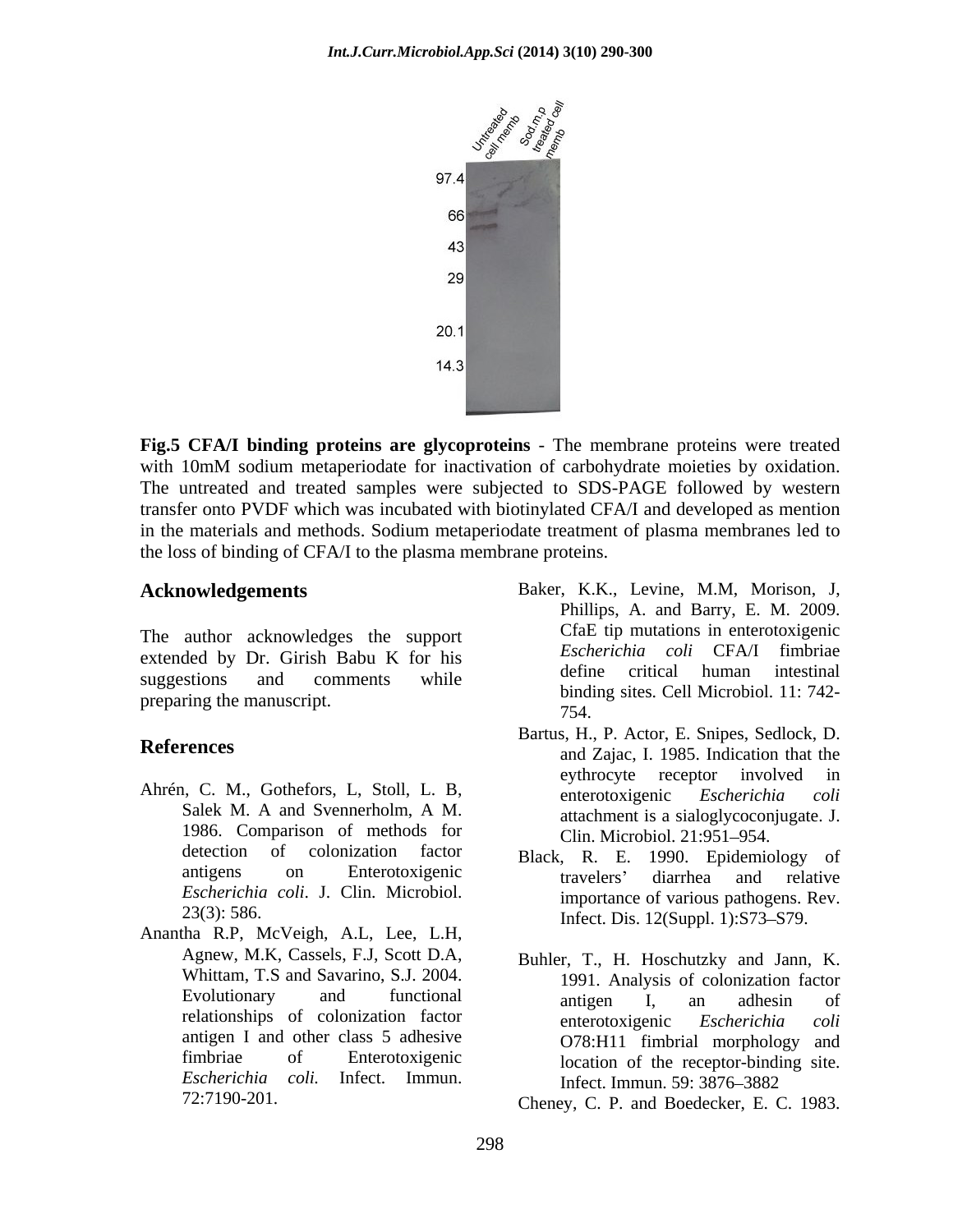**Fig.5 CFA/I binding proteins are glycoproteins** - The membrane proteins were treated with 10mM sodium metaperiodate for inactivation of carbohydrate moieties by oxidation. The untreated and treated samples were subjected to SDS-PAGE followed by western transfer onto PVDF which was incubated with biotinylated CFA/I and developed as mention in the materials and methods. Sodium metaperiodate treatment of plasma membranes led to the loss of binding of CFA/I to the plasma membrane proteins.

## Acknowledgements

The author acknowledges the support extended by Dr. Girish Babu K for his suggestions and comments while preparing the manuscript.

## References

Ahrén, C. M., Gothefors, L, Stoll, L. B, Salek M. A and Svennerholm, A M. 1986. Comparison of methods for detection of colonization factor antigens on Enterotoxigenic *Escherichia coli*. J. Clin. Microbiol. 23(3): 586.

Anantha R.P, McVeigh, A.L, Lee, L.H, Agnew, M.K, Cassels, F.J, Scott D.A, Whittam, T.S and Savarino, S.J. 2004. Evolutionary and functional relationships of colonization factor antigen I and other class 5 adhesive fimbriae of Enterotoxigenic *Escherichia coli.* Infect. Immun. 72:7190-201.

Baker, K.K., Levine, M.M, Morison, J, Phillips, A. and Barry, E. M. 2009. CfaE tip mutations in enterotoxigenic *Escherichia coli* CFA/I fimbriae define critical human intestinal binding sites. Cell Microbiol. 11: 742-754.

Bartus, H., P. Actor, E. Snipes, Sedlock, D. and Zajac, I. 1985. Indication that the eythrocyte receptor involved in enterotoxigenic *Escherichia coli* attachment is a sialoglycoconjugate. J. Clin. Microbiol. 21:951–954.

Black, R. E. 1990. Epidemiology of travelers' diarrhea and relative importance of various pathogens. Rev. Infect. Dis. 12(Suppl. 1):S73–S79.

Buhler, T., H. Hoschutzky and Jann, K. 1991. Analysis of colonization factor antigen I, an adhesin of enterotoxigenic *Escherichia coli* O78:H11 fimbrial morphology and location of the receptor-binding site. Infect. Immun. 59: 3876–3882

Cheney, C. P. and Boedecker, E. C. 1983.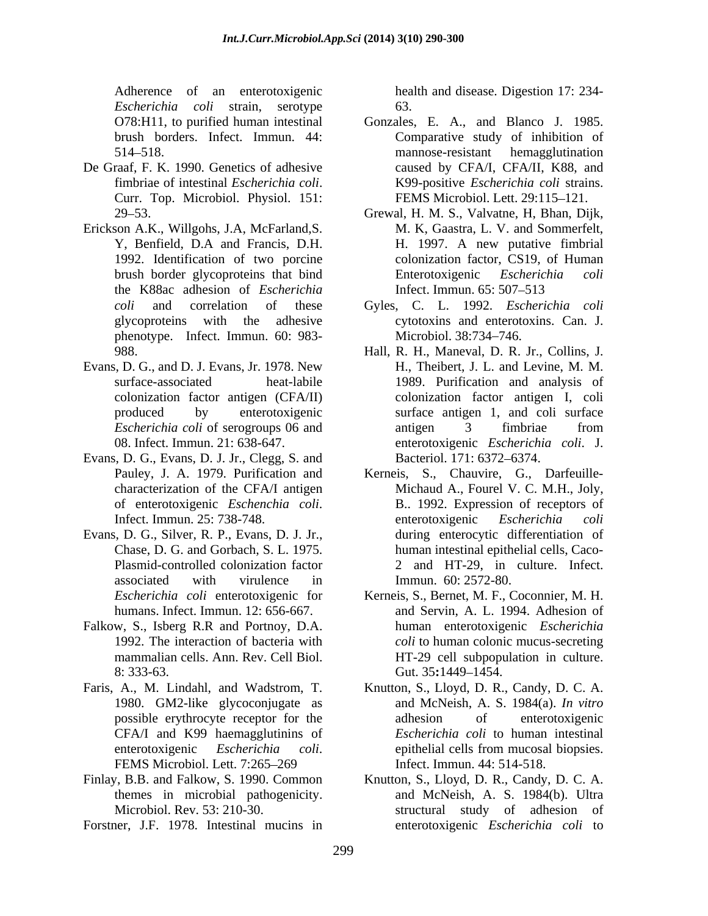Adherence of an enterotoxigenic *Escherichia coli* strain, serotype O78:H11, to purified human intestinal brush borders. Infect. Immun. 44: 514–518.

De Graaf, F. K. 1990. Genetics of adhesive fimbriae of intestinal *Escherichia coli*. Curr. Top. Microbiol. Physiol. 151: 29–53.

Erickson A.K., Willgohs, J.A, McFarland,S. Y, Benfield, D.A and Francis, D.H. 1992. Identification of two porcine brush border glycoproteins that bind the K88ac adhesion of *Escherichia coli* and correlation of these glycoproteins with the adhesive phenotype. Infect. Immun. 60: 983-988.

Evans, D. G., and D. J. Evans, Jr. 1978. New surface-associated heat-labile colonization factor antigen (CFA/II) produced by enterotoxigenic *Escherichia coli* of serogroups 06 and 08. Infect. Immun. 21: 638-647.

Evans, D. G., Evans, D. J. Jr., Clegg, S. and Pauley, J. A. 1979. Purification and characterization of the CFA/I antigen of enterotoxigenic *Eschenchia coli*. Infect. Immun. 25: 738-748.

Evans, D. G., Silver, R. P., Evans, D. J. Jr., Chase, D. G. and Gorbach, S. L. 1975. Plasmid-controlled colonization factor associated with virulence in *Escherichia coli* enterotoxigenic for humans. Infect. Immun. 12: 656-667.

Falkow, S., Isberg R.R and Portnoy, D.A. 1992. The interaction of bacteria with mammalian cells. Ann. Rev. Cell Biol. 8: 333-63.

Faris, A., M. Lindahl, and Wadstrom, T. 1980. GM2-like glycoconjugate as possible erythrocyte receptor for the CFA/I and K99 haemagglutinins of enterotoxigenic *Escherichia coli*. FEMS Microbiol. Lett. 7:265–269

Finlay, B.B. and Falkow, S. 1990. Common themes in microbial pathogenicity. Microbiol. Rev. 53: 210-30.

Forstner, J.F. 1978. Intestinal mucins in health and disease. Digestion 17: 234-63.

Gonzales, E. A., and Blanco J. 1985. Comparative study of inhibition of mannose-resistant hemagglutination caused by CFA/I, CFA/II, K88, and K99-positive *Escherichia coli* strains. FEMS Microbiol. Lett. 29:115–121.

Grewal, H. M. S., Valvatne, H, Bhan, Dijk, M. K, Gaastra, L. V. and Sommerfelt, H. 1997. A new putative fimbrial colonization factor, CS19, of Human Enterotoxigenic *Escherichia coli* Infect. Immun. 65: 507–513

Gyles, C. L. 1992. *Escherichia coli* cytotoxins and enterotoxins. Can. J. Microbiol. 38:734–746.

Hall, R. H., Maneval, D. R. Jr., Collins, J. H., Theibert, J. L. and Levine, M. M. 1989. Purification and analysis of colonization factor antigen I, coli surface antigen 1, and coli surface antigen 3 fimbriae from enterotoxigenic *Escherichia coli*. J. Bacteriol. 171: 6372–6374.

Kerneis, S., Chauvire, G., Darfeuille-Michaud A., Fourel V. C. M.H., Joly, B.. 1992. Expression of receptors of enterotoxigenic *Escherichia coli* during enterocytic differentiation of human intestinal epithelial cells, Caco-2 and HT-29, in culture. Infect. Immun. 60: 2572-80.

Kerneis, S., Bernet, M. F., Coconnier, M. H. and Servin, A. L. 1994. Adhesion of human enterotoxigenic *Escherichia coli* to human colonic mucus-secreting HT-29 cell subpopulation in culture. Gut. 35**:**1449–1454.

Knutton, S., Lloyd, D. R., Candy, D. C. A. and McNeish, A. S. 1984(a). *In vitro* adhesion of enterotoxigenic *Escherichia coli* to human intestinal epithelial cells from mucosal biopsies. Infect. Immun. 44: 514-518.

Knutton, S., Lloyd, D. R., Candy, D. C. A. and McNeish, A. S. 1984(b). Ultra structural study of adhesion of enterotoxigenic *Escherichia coli* to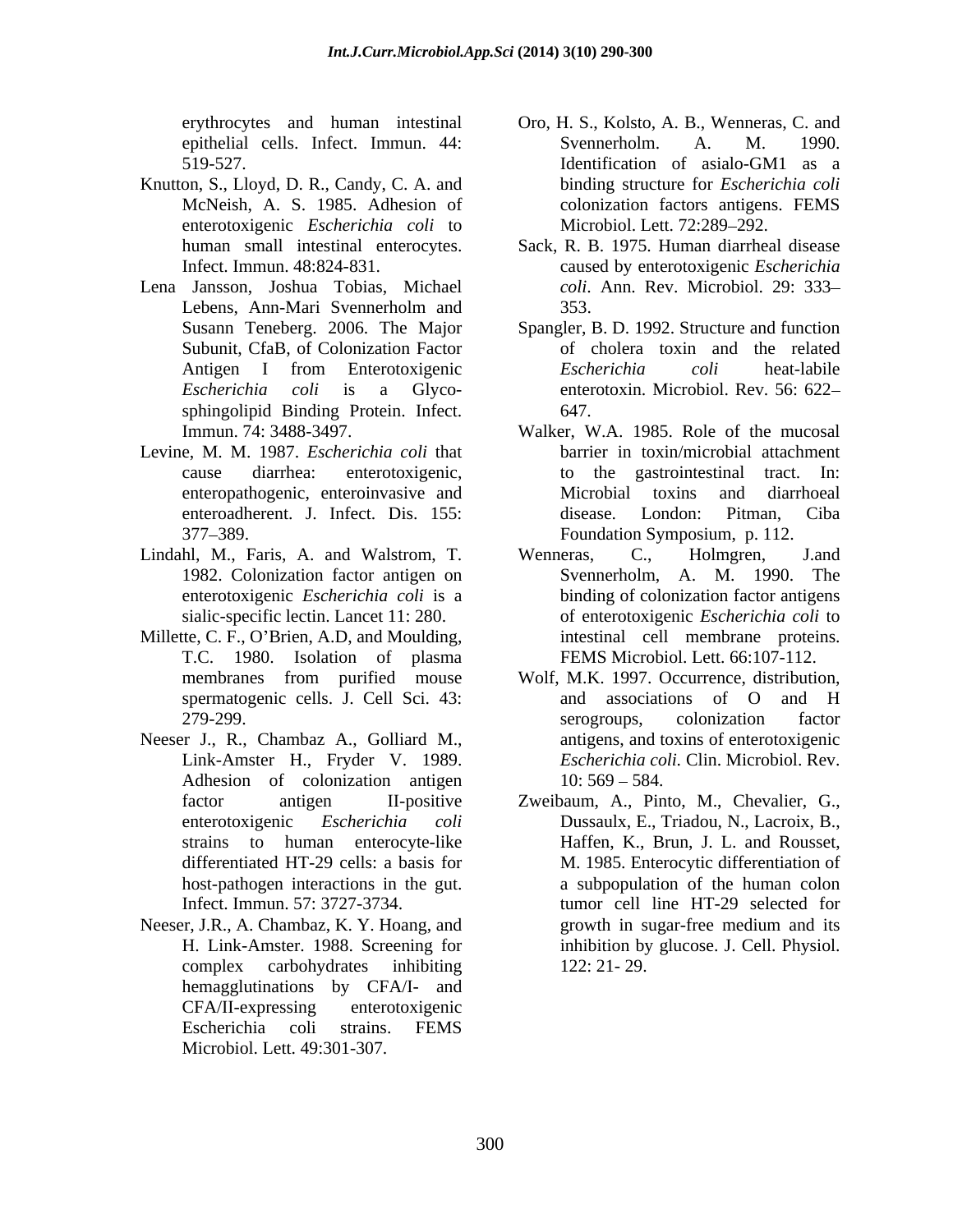erythrocytes and human intestinal epithelial cells. Infect. Immun. 44: 519-527.

Knutton, S., Lloyd, D. R., Candy, C. A. and McNeish, A. S. 1985. Adhesion of enterotoxigenic *Escherichia coli* to human small intestinal enterocytes. Infect. Immun. 48:824-831.

Lena Jansson, Joshua Tobias, Michael Lebens, Ann-Mari Svennerholm and Susann Teneberg. 2006. The Major Subunit, CfaB, of Colonization Factor Antigen I from Enterotoxigenic *Escherichia coli* is a Glyco-sphingolipid Binding Protein. Infect. Immun. 74: 3488-3497.

Levine, M. M. 1987. *Escherichia coli* that cause diarrhea: enterotoxigenic, enteropathogenic, enteroinvasive and enteroadherent. J. Infect. Dis. 155: 377–389.

Lindahl, M., Faris, A. and Walstrom, T. 1982. Colonization factor antigen on enterotoxigenic *Escherichia coli* is a sialic-specific lectin. Lancet 11: 280.

Millette, C. F., O'Brien, A.D, and Moulding, T.C. 1980. Isolation of plasma membranes from purified mouse spermatogenic cells. J. Cell Sci. 43: 279-299.

Neeser J., R., Chambaz A., Golliard M., Link-Amster H., Fryder V. 1989. Adhesion of colonization antigen factor antigen II-positive enterotoxigenic *Escherichia coli* strains to human enterocyte-like differentiated HT-29 cells: a basis for host-pathogen interactions in the gut. Infect. Immun. 57: 3727-3734.

Neeser, J.R., A. Chambaz, K. Y. Hoang, and H. Link-Amster. 1988. Screening for complex carbohydrates inhibiting hemagglutinations by CFA/I- and CFA/II-expressing enterotoxigenic Escherichia coli strains. FEMS Microbiol. Lett. 49:301-307.

Oro, H. S., Kolsto, A. B., Wenneras, C. and Svennerholm. A. M. 1990. Identification of asialo-GM1 as a binding structure for *Escherichia coli* colonization factors antigens. FEMS Microbiol. Lett. 72:289–292.

Sack, R. B. 1975. Human diarrheal disease caused by enterotoxigenic *Escherichia coli*. Ann. Rev. Microbiol. 29: 333–353.

Spangler, B. D. 1992. Structure and function of cholera toxin and the related *Escherichia coli* heat-labile enterotoxin. Microbiol. Rev. 56: 622–647.

Walker, W.A. 1985. Role of the mucosal barrier in toxin/microbial attachment to the gastrointestinal tract. In: Microbial toxins and diarrhoeal disease. London: Pitman, Ciba Foundation Symposium, p. 112.

Wenneras, C., Holmgren, J.and Svennerholm, A. M. 1990. The binding of colonization factor antigens of enterotoxigenic *Escherichia coli* to intestinal cell membrane proteins. FEMS Microbiol. Lett. 66:107-112.

Wolf, M.K. 1997. Occurrence, distribution, and associations of O and H serogroups, colonization factor antigens, and toxins of enterotoxigenic *Escherichia coli.* Clin. Microbiol. Rev. 10: 569 – 584.

Zweibaum, A., Pinto, M., Chevalier, G., Dussaulx, E., Triadou, N., Lacroix, B., Haffen, K., Brun, J. L. and Rousset, M. 1985. Enterocytic differentiation of a subpopulation of the human colon tumor cell line HT-29 selected for growth in sugar-free medium and its inhibition by glucose. J. Cell. Physiol. 122: 21- 29.